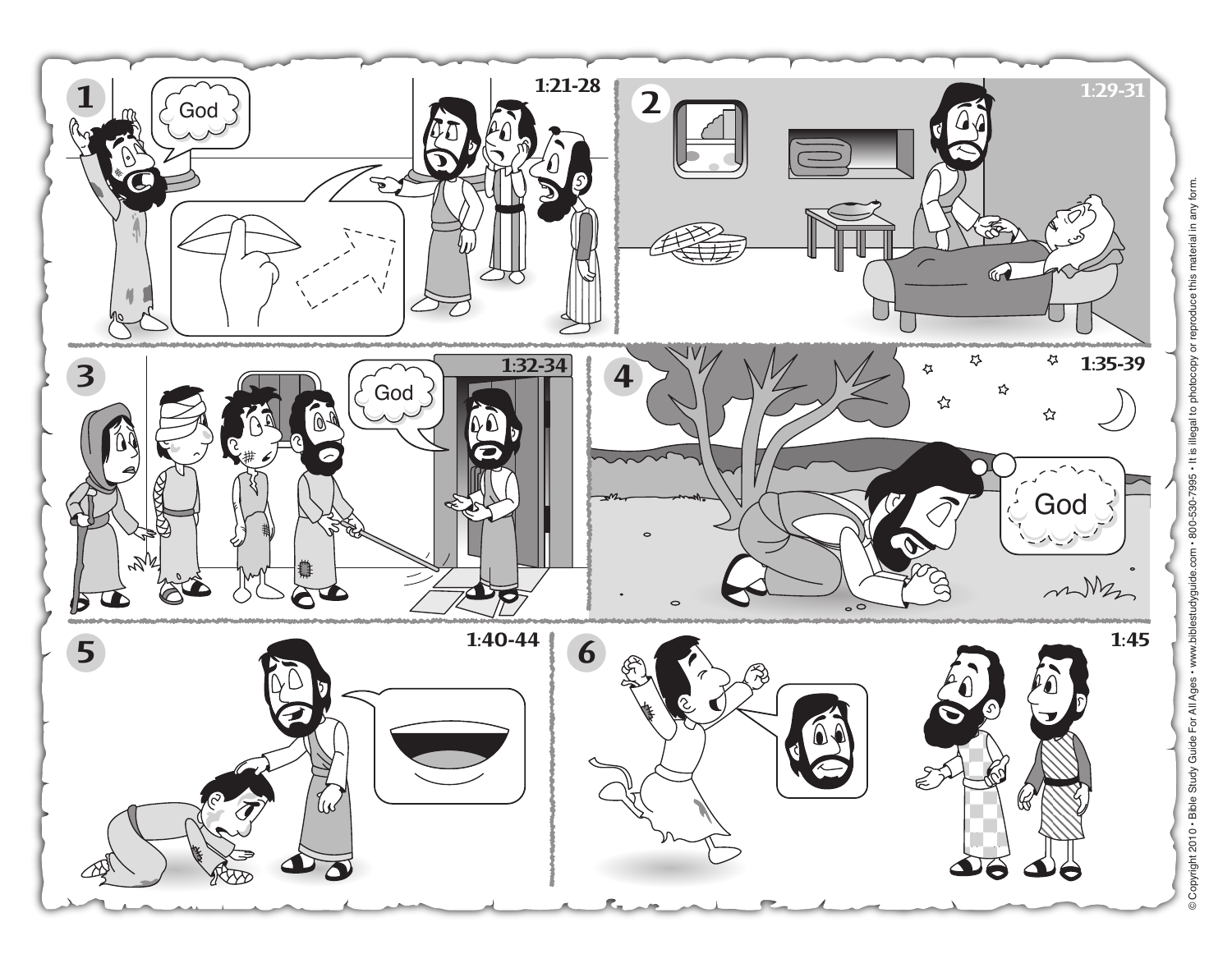**1** — 1:21-28

God

**2** — 1:29-31

**3** — 1:32-34

God

**4** — 1:35-39

God

**5** — 1:40-44

**6** — 1:45

© Copyright 2010 • Bible Study Guide For All Ages • www.biblestudyguide.com • 800-530-7995 • It is illegal to photocopy or reproduce this material in any form.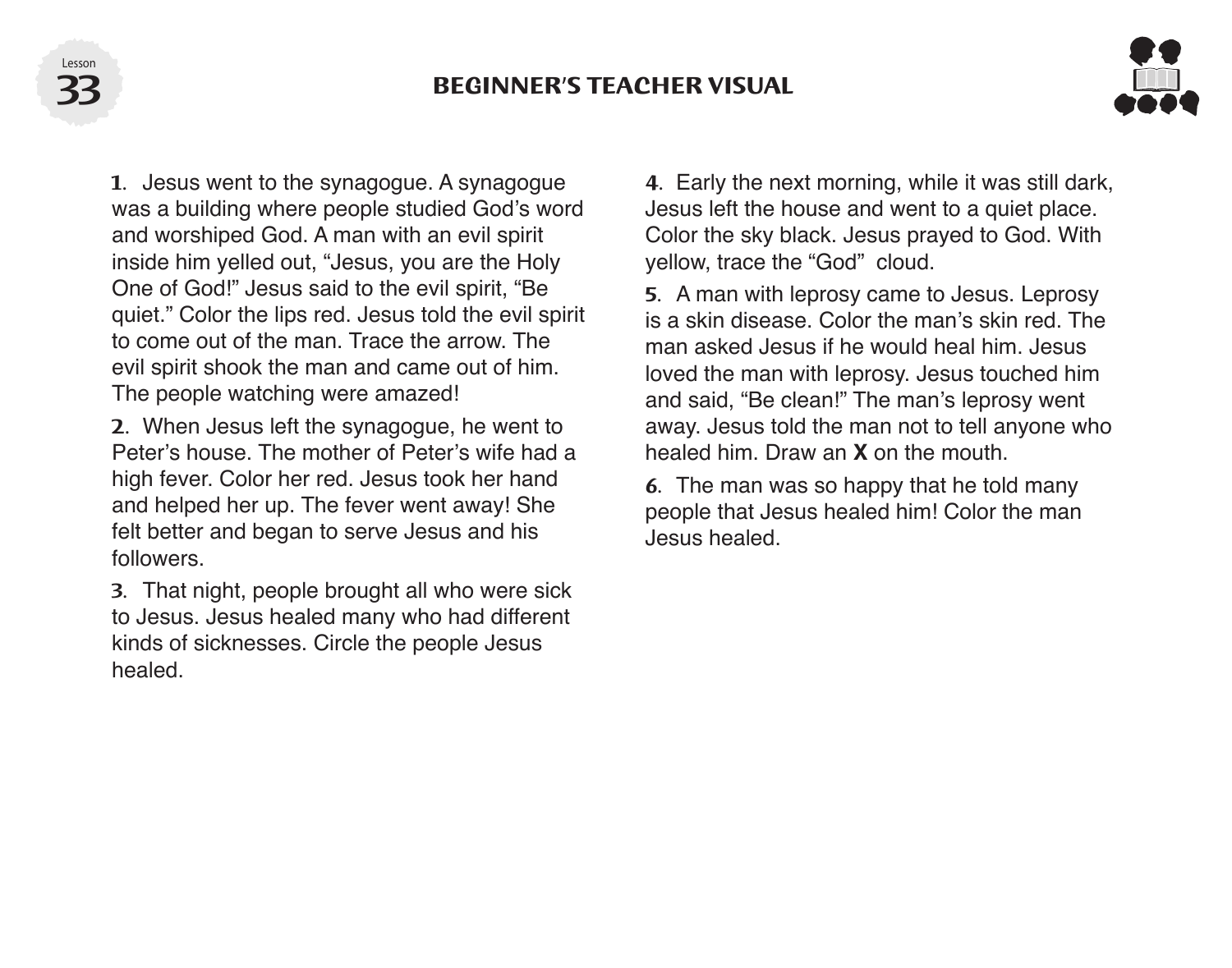## Lesson 33

# BEGINNER'S TEACHER VISUAL

**1**. Jesus went to the synagogue. A synagogue was a building where people studied God's word and worshiped God. A man with an evil spirit inside him yelled out, "Jesus, you are the Holy One of God!" Jesus said to the evil spirit, "Be quiet." Color the lips red. Jesus told the evil spirit to come out of the man. Trace the arrow. The evil spirit shook the man and came out of him. The people watching were amazed!

**2**. When Jesus left the synagogue, he went to Peter's house. The mother of Peter's wife had a high fever. Color her red. Jesus took her hand and helped her up. The fever went away! She felt better and began to serve Jesus and his followers.

**3**. That night, people brought all who were sick to Jesus. Jesus healed many who had different kinds of sicknesses. Circle the people Jesus healed.

**4**. Early the next morning, while it was still dark, Jesus left the house and went to a quiet place. Color the sky black. Jesus prayed to God. With yellow, trace the "God" cloud.

**5**. A man with leprosy came to Jesus. Leprosy is a skin disease. Color the man's skin red. The man asked Jesus if he would heal him. Jesus loved the man with leprosy. Jesus touched him and said, "Be clean!" The man's leprosy went away. Jesus told the man not to tell anyone who healed him. Draw an **X** on the mouth.

**6**. The man was so happy that he told many people that Jesus healed him! Color the man Jesus healed.